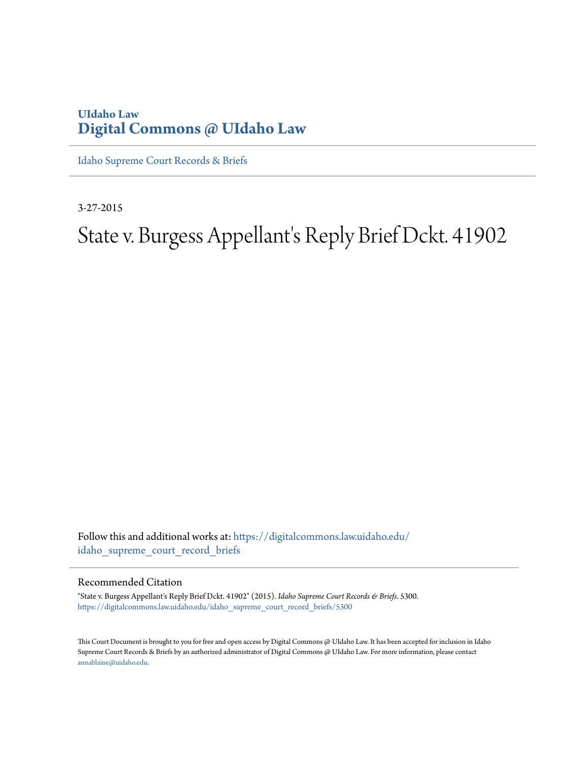UIdaho Law
**Digital Commons @ UIdaho Law**

Idaho Supreme Court Records & Briefs

3-27-2015

# State v. Burgess Appellant's Reply Brief Dckt. 41902

Follow this and additional works at: https://digitalcommons.law.uidaho.edu/idaho_supreme_court_record_briefs

## Recommended Citation

"State v. Burgess Appellant's Reply Brief Dckt. 41902" (2015). *Idaho Supreme Court Records & Briefs*. 5300.
https://digitalcommons.law.uidaho.edu/idaho_supreme_court_record_briefs/5300

This Court Document is brought to you for free and open access by Digital Commons @ UIdaho Law. It has been accepted for inclusion in Idaho Supreme Court Records & Briefs by an authorized administrator of Digital Commons @ UIdaho Law. For more information, please contact annablaine@uidaho.edu.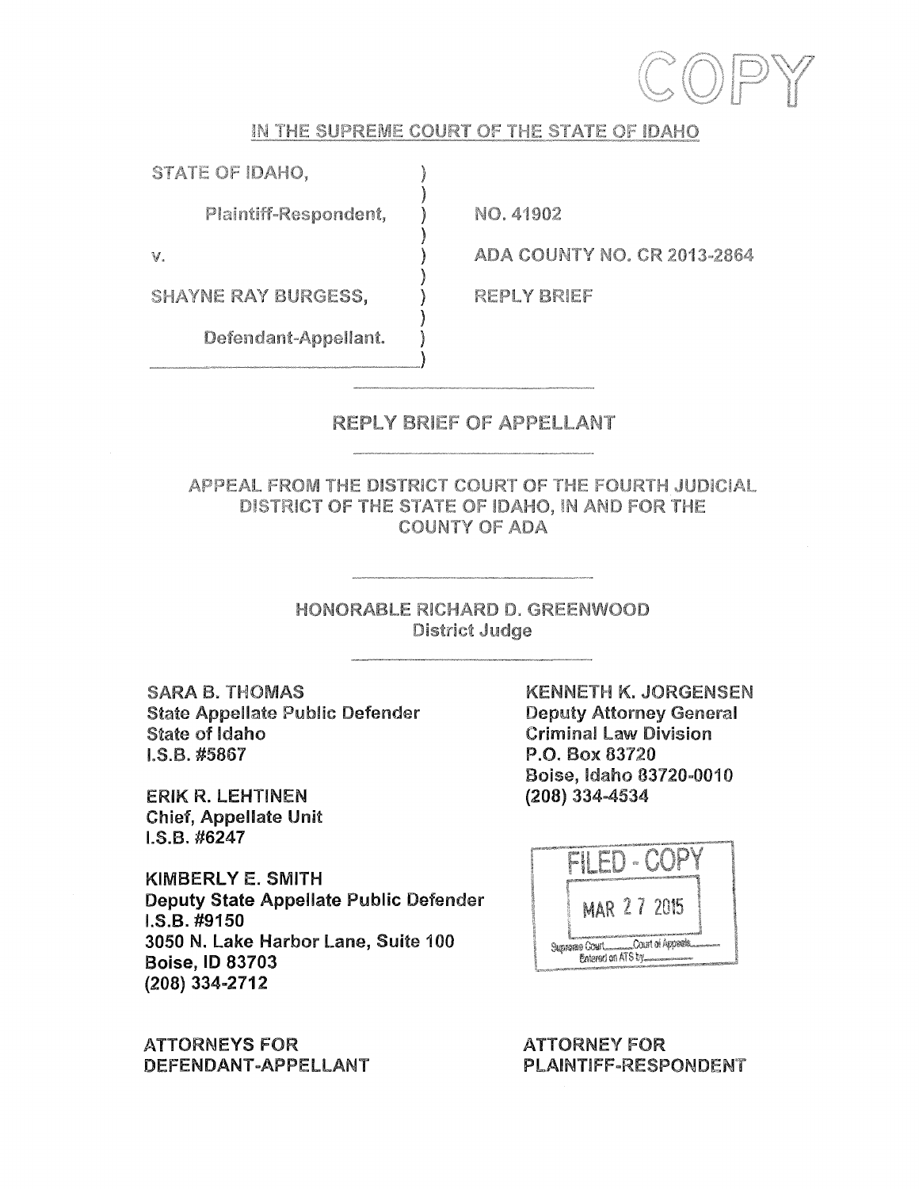COPY

IN THE SUPREME COURT OF THE STATE OF IDAHO

| | |
|---|---|
| STATE OF IDAHO, | |
| Plaintiff-Respondent, | NO. 41902 |
| v. | ADA COUNTY NO. CR 2013-2864 |
| SHAYNE RAY BURGESS, | REPLY BRIEF |
| Defendant-Appellant. | |

# REPLY BRIEF OF APPELLANT

## APPEAL FROM THE DISTRICT COURT OF THE FOURTH JUDICIAL DISTRICT OF THE STATE OF IDAHO, IN AND FOR THE COUNTY OF ADA

HONORABLE RICHARD D. GREENWOOD
District Judge

**SARA B. THOMAS**
**State Appellate Public Defender**
**State of Idaho**
**I.S.B. #5867**

**ERIK R. LEHTINEN**
**Chief, Appellate Unit**
**I.S.B. #6247**

**KIMBERLY E. SMITH**
**Deputy State Appellate Public Defender**
**I.S.B. #9150**
**3050 N. Lake Harbor Lane, Suite 100**
**Boise, ID 83703**
**(208) 334-2712**

**ATTORNEYS FOR DEFENDANT-APPELLANT**

**KENNETH K. JORGENSEN**
**Deputy Attorney General**
**Criminal Law Division**
**P.O. Box 83720**
**Boise, Idaho 83720-0010**
**(208) 334-4534**

FILED - COPY
MAR 27 2015
Supreme Court\_\_\_\_\_Court of Appeals\_\_\_\_\_
Entered on ATS by\_\_\_\_\_

**ATTORNEY FOR PLAINTIFF-RESPONDENT**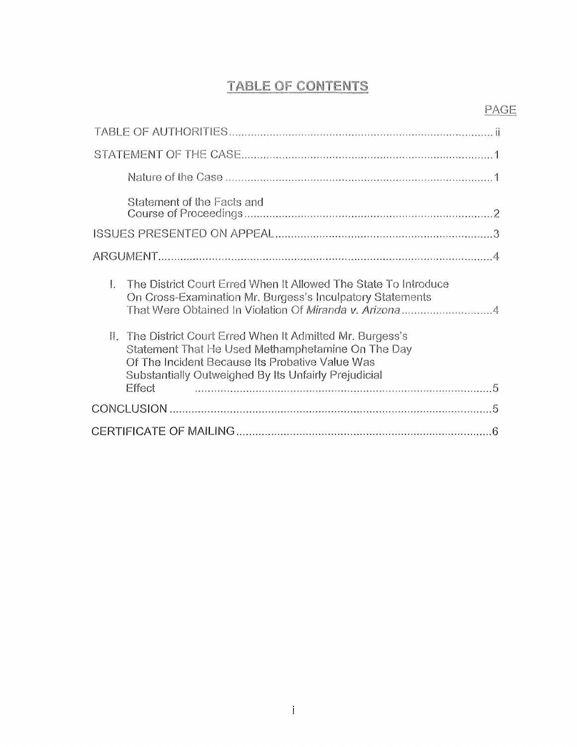# TABLE OF CONTENTS

| | PAGE |
|---|---|
| TABLE OF AUTHORITIES | ii |
| STATEMENT OF THE CASE | 1 |
| Nature of the Case | 1 |
| Statement of the Facts and Course of Proceedings | 2 |
| ISSUES PRESENTED ON APPEAL | 3 |
| ARGUMENT | 4 |
| I. The District Court Erred When It Allowed The State To Introduce On Cross-Examination Mr. Burgess's Inculpatory Statements That Were Obtained In Violation Of *Miranda v. Arizona* | 4 |
| II. The District Court Erred When It Admitted Mr. Burgess's Statement That He Used Methamphetamine On The Day Of The Incident Because Its Probative Value Was Substantially Outweighed By Its Unfairly Prejudicial Effect | 5 |
| CONCLUSION | 5 |
| CERTIFICATE OF MAILING | 6 |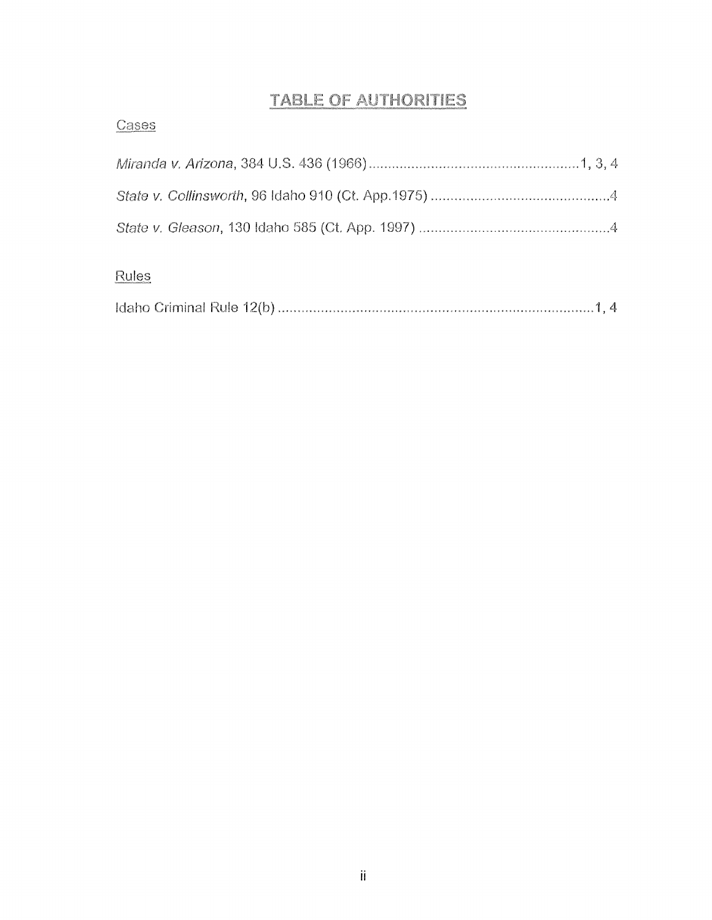# TABLE OF AUTHORITIES

## Cases

*Miranda v. Arizona*, 384 U.S. 436 (1966) ..................................................... 1, 3, 4

*State v. Collinsworth*, 96 Idaho 910 (Ct. App.1975) ............................................. 4

*State v. Gleason*, 130 Idaho 585 (Ct. App. 1997) ................................................ 4

## Rules

Idaho Criminal Rule 12(b) ................................................................................ 1, 4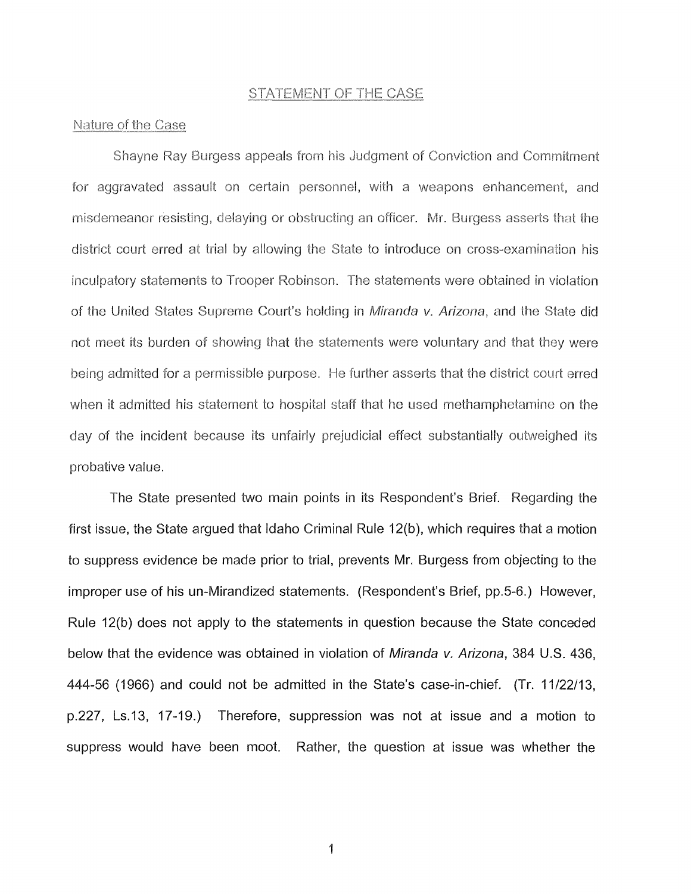## STATEMENT OF THE CASE

### Nature of the Case

Shayne Ray Burgess appeals from his Judgment of Conviction and Commitment for aggravated assault on certain personnel, with a weapons enhancement, and misdemeanor resisting, delaying or obstructing an officer. Mr. Burgess asserts that the district court erred at trial by allowing the State to introduce on cross-examination his inculpatory statements to Trooper Robinson. The statements were obtained in violation of the United States Supreme Court's holding in *Miranda v. Arizona*, and the State did not meet its burden of showing that the statements were voluntary and that they were being admitted for a permissible purpose. He further asserts that the district court erred when it admitted his statement to hospital staff that he used methamphetamine on the day of the incident because its unfairly prejudicial effect substantially outweighed its probative value.

The State presented two main points in its Respondent's Brief. Regarding the first issue, the State argued that Idaho Criminal Rule 12(b), which requires that a motion to suppress evidence be made prior to trial, prevents Mr. Burgess from objecting to the improper use of his un-Mirandized statements. (Respondent's Brief, pp.5-6.) However, Rule 12(b) does not apply to the statements in question because the State conceded below that the evidence was obtained in violation of *Miranda v. Arizona*, 384 U.S. 436, 444-56 (1966) and could not be admitted in the State's case-in-chief. (Tr. 11/22/13, p.227, Ls.13, 17-19.) Therefore, suppression was not at issue and a motion to suppress would have been moot. Rather, the question at issue was whether the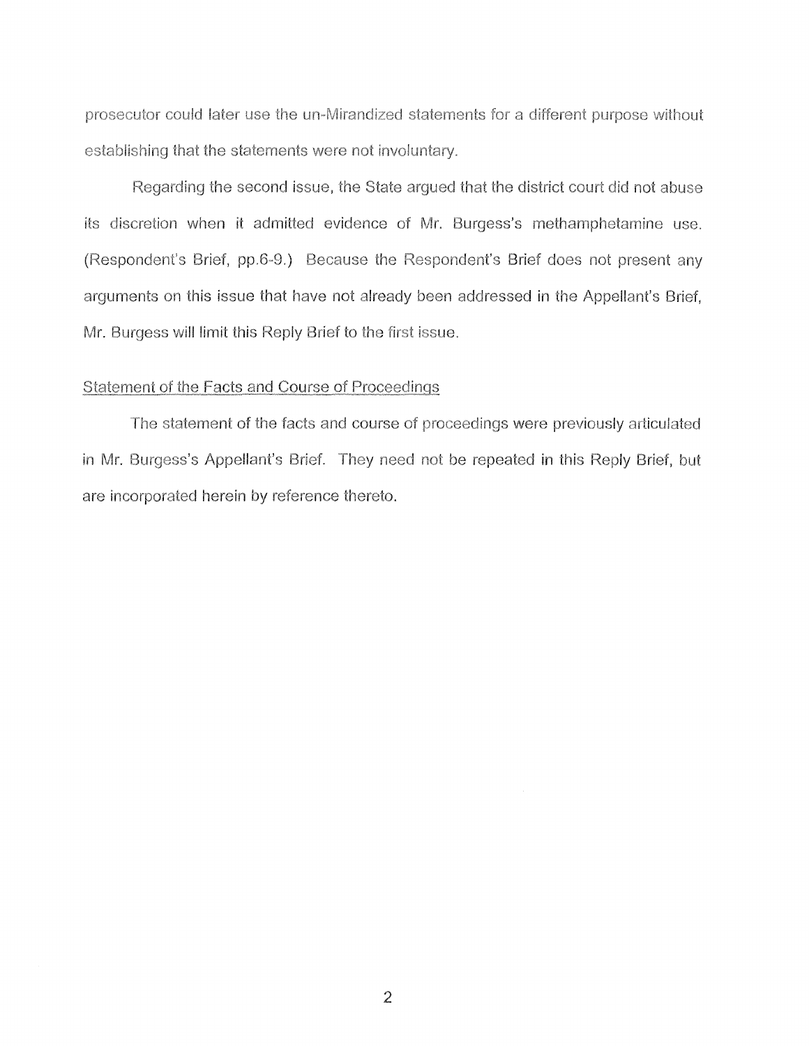prosecutor could later use the un-Mirandized statements for a different purpose without establishing that the statements were not involuntary.

Regarding the second issue, the State argued that the district court did not abuse its discretion when it admitted evidence of Mr. Burgess's methamphetamine use. (Respondent's Brief, pp.6-9.) Because the Respondent's Brief does not present any arguments on this issue that have not already been addressed in the Appellant's Brief, Mr. Burgess will limit this Reply Brief to the first issue.

## Statement of the Facts and Course of Proceedings

The statement of the facts and course of proceedings were previously articulated in Mr. Burgess's Appellant's Brief. They need not be repeated in this Reply Brief, but are incorporated herein by reference thereto.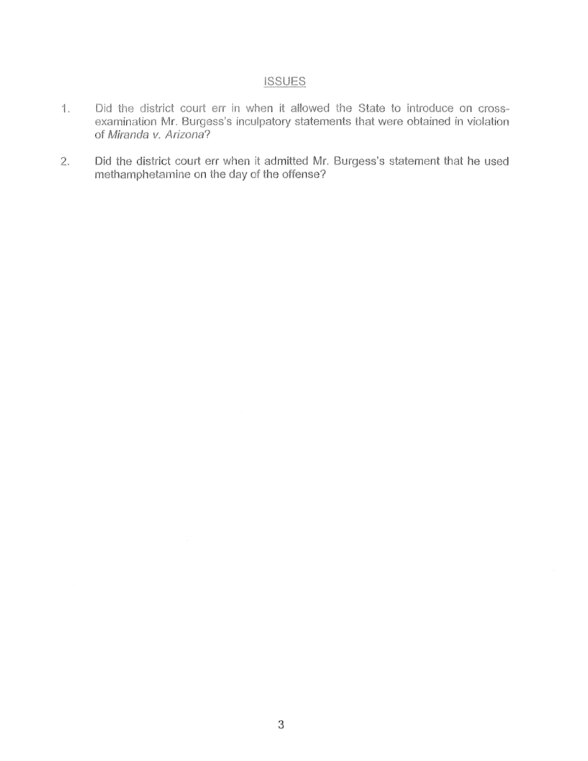## ISSUES

1. Did the district court err in when it allowed the State to introduce on cross-examination Mr. Burgess's inculpatory statements that were obtained in violation of *Miranda v. Arizona*?

2. Did the district court err when it admitted Mr. Burgess's statement that he used methamphetamine on the day of the offense?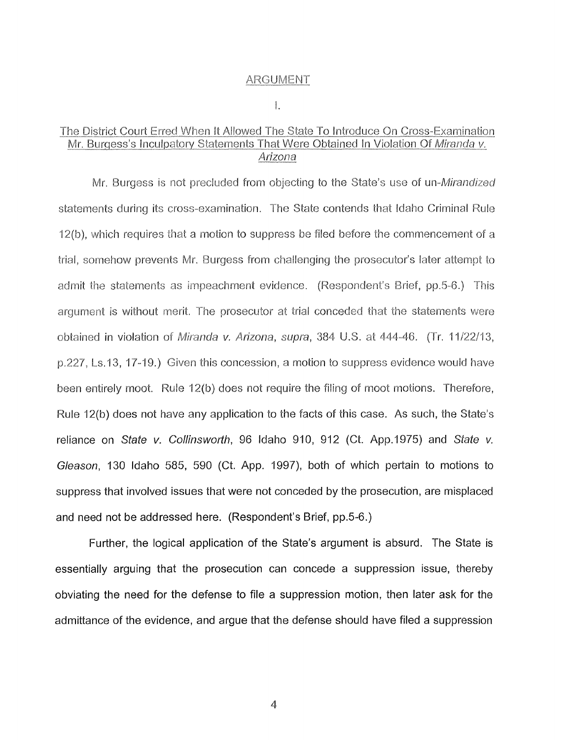## ARGUMENT

### I.

### The District Court Erred When It Allowed The State To Introduce On Cross-Examination Mr. Burgess's Inculpatory Statements That Were Obtained In Violation Of *Miranda v. Arizona*

Mr. Burgess is not precluded from objecting to the State's use of un-*Mirandized* statements during its cross-examination. The State contends that Idaho Criminal Rule 12(b), which requires that a motion to suppress be filed before the commencement of a trial, somehow prevents Mr. Burgess from challenging the prosecutor's later attempt to admit the statements as impeachment evidence. (Respondent's Brief, pp.5-6.) This argument is without merit. The prosecutor at trial conceded that the statements were obtained in violation of *Miranda v. Arizona*, *supra*, 384 U.S. at 444-46. (Tr. 11/22/13, p.227, Ls.13, 17-19.) Given this concession, a motion to suppress evidence would have been entirely moot. Rule 12(b) does not require the filing of moot motions. Therefore, Rule 12(b) does not have any application to the facts of this case. As such, the State's reliance on *State v. Collinsworth*, 96 Idaho 910, 912 (Ct. App.1975) and *State v. Gleason*, 130 Idaho 585, 590 (Ct. App. 1997), both of which pertain to motions to suppress that involved issues that were not conceded by the prosecution, are misplaced and need not be addressed here. (Respondent's Brief, pp.5-6.)

Further, the logical application of the State's argument is absurd. The State is essentially arguing that the prosecution can concede a suppression issue, thereby obviating the need for the defense to file a suppression motion, then later ask for the admittance of the evidence, and argue that the defense should have filed a suppression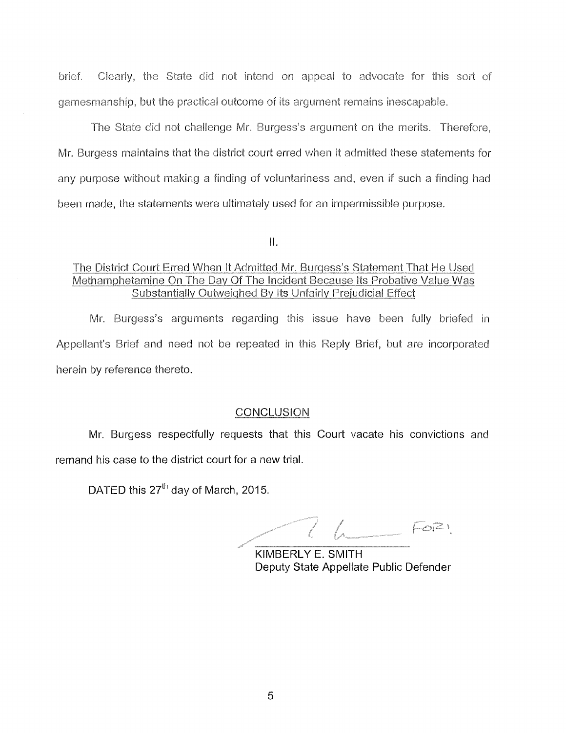brief. Clearly, the State did not intend on appeal to advocate for this sort of gamesmanship, but the practical outcome of its argument remains inescapable.

The State did not challenge Mr. Burgess's argument on the merits. Therefore, Mr. Burgess maintains that the district court erred when it admitted these statements for any purpose without making a finding of voluntariness and, even if such a finding had been made, the statements were ultimately used for an impermissible purpose.

II.

The District Court Erred When It Admitted Mr. Burgess's Statement That He Used Methamphetamine On The Day Of The Incident Because Its Probative Value Was Substantially Outweighed By Its Unfairly Prejudicial Effect

Mr. Burgess's arguments regarding this issue have been fully briefed in Appellant's Brief and need not be repeated in this Reply Brief, but are incorporated herein by reference thereto.

## CONCLUSION

Mr. Burgess respectfully requests that this Court vacate his convictions and remand his case to the district court for a new trial.

DATED this 27th day of March, 2015.

KIMBERLY E. SMITH
Deputy State Appellate Public Defender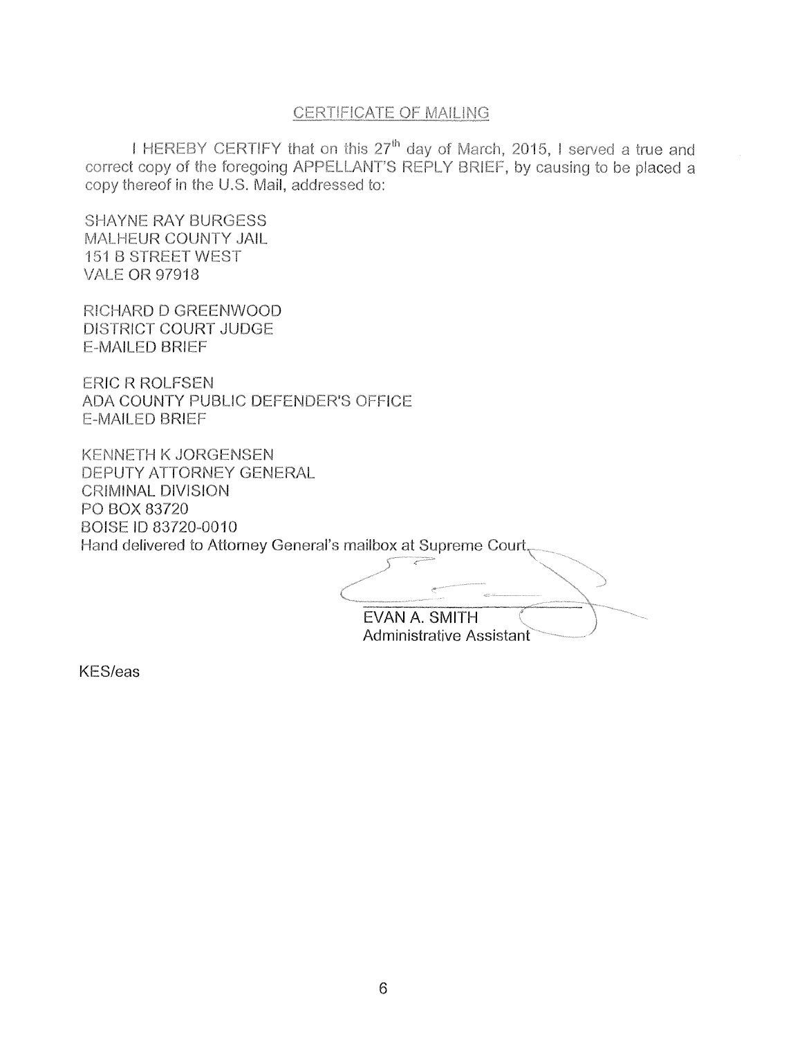## CERTIFICATE OF MAILING

I HEREBY CERTIFY that on this 27th day of March, 2015, I served a true and correct copy of the foregoing APPELLANT'S REPLY BRIEF, by causing to be placed a copy thereof in the U.S. Mail, addressed to:

SHAYNE RAY BURGESS
MALHEUR COUNTY JAIL
151 B STREET WEST
VALE OR 97918

RICHARD D GREENWOOD
DISTRICT COURT JUDGE
E-MAILED BRIEF

ERIC R ROLFSEN
ADA COUNTY PUBLIC DEFENDER'S OFFICE
E-MAILED BRIEF

KENNETH K JORGENSEN
DEPUTY ATTORNEY GENERAL
CRIMINAL DIVISION
PO BOX 83720
BOISE ID 83720-0010
Hand delivered to Attorney General's mailbox at Supreme Court

EVAN A. SMITH
Administrative Assistant

KES/eas